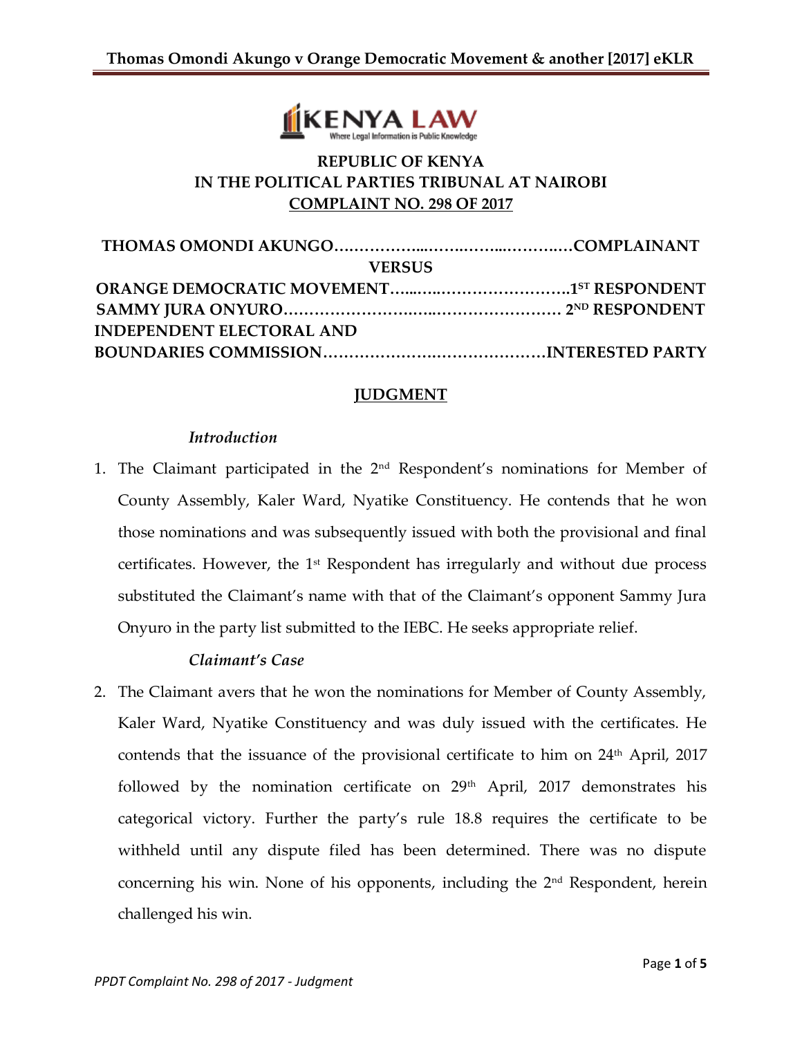**REPUBLIC OF KENYA**
**IN THE POLITICAL PARTIES TRIBUNAL AT NAIROBI**
**COMPLAINT NO. 298 OF 2017**

**THOMAS OMONDI AKUNGO…………………………………………COMPLAINANT**

**VERSUS**

**ORANGE DEMOCRATIC MOVEMENT…………………………………1ST RESPONDENT**
**SAMMY JURA ONYURO……………………………………………… 2ND RESPONDENT**
**INDEPENDENT ELECTORAL AND**
**BOUNDARIES COMMISSION……………………………………INTERESTED PARTY**

## JUDGMENT

*Introduction*

1. The Claimant participated in the 2nd Respondent's nominations for Member of County Assembly, Kaler Ward, Nyatike Constituency. He contends that he won those nominations and was subsequently issued with both the provisional and final certificates. However, the 1st Respondent has irregularly and without due process substituted the Claimant's name with that of the Claimant's opponent Sammy Jura Onyuro in the party list submitted to the IEBC. He seeks appropriate relief.

*Claimant's Case*

2. The Claimant avers that he won the nominations for Member of County Assembly, Kaler Ward, Nyatike Constituency and was duly issued with the certificates. He contends that the issuance of the provisional certificate to him on 24th April, 2017 followed by the nomination certificate on 29th April, 2017 demonstrates his categorical victory. Further the party's rule 18.8 requires the certificate to be withheld until any dispute filed has been determined. There was no dispute concerning his win. None of his opponents, including the 2nd Respondent, herein challenged his win.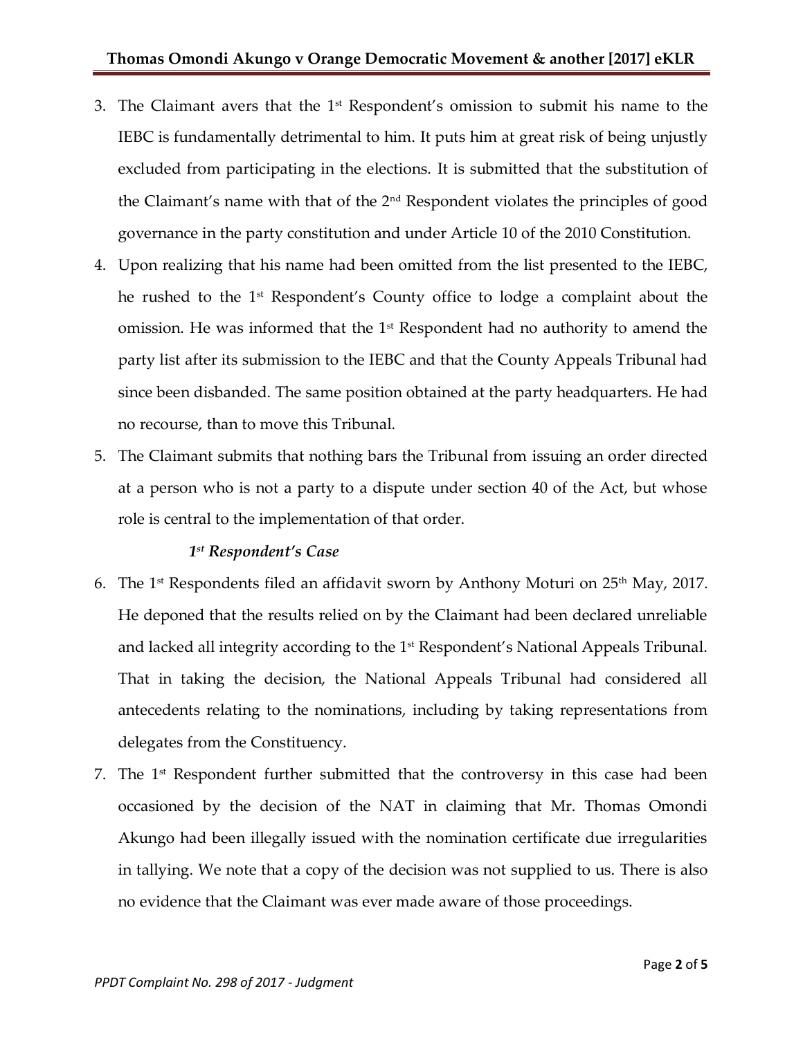3. The Claimant avers that the 1st Respondent's omission to submit his name to the IEBC is fundamentally detrimental to him. It puts him at great risk of being unjustly excluded from participating in the elections. It is submitted that the substitution of the Claimant's name with that of the 2nd Respondent violates the principles of good governance in the party constitution and under Article 10 of the 2010 Constitution.
4. Upon realizing that his name had been omitted from the list presented to the IEBC, he rushed to the 1st Respondent's County office to lodge a complaint about the omission. He was informed that the 1st Respondent had no authority to amend the party list after its submission to the IEBC and that the County Appeals Tribunal had since been disbanded. The same position obtained at the party headquarters. He had no recourse, than to move this Tribunal.
5. The Claimant submits that nothing bars the Tribunal from issuing an order directed at a person who is not a party to a dispute under section 40 of the Act, but whose role is central to the implementation of that order.

***1st Respondent's Case***

6. The 1st Respondents filed an affidavit sworn by Anthony Moturi on 25th May, 2017. He deponed that the results relied on by the Claimant had been declared unreliable and lacked all integrity according to the 1st Respondent's National Appeals Tribunal. That in taking the decision, the National Appeals Tribunal had considered all antecedents relating to the nominations, including by taking representations from delegates from the Constituency.
7. The 1st Respondent further submitted that the controversy in this case had been occasioned by the decision of the NAT in claiming that Mr. Thomas Omondi Akungo had been illegally issued with the nomination certificate due irregularities in tallying. We note that a copy of the decision was not supplied to us. There is also no evidence that the Claimant was ever made aware of those proceedings.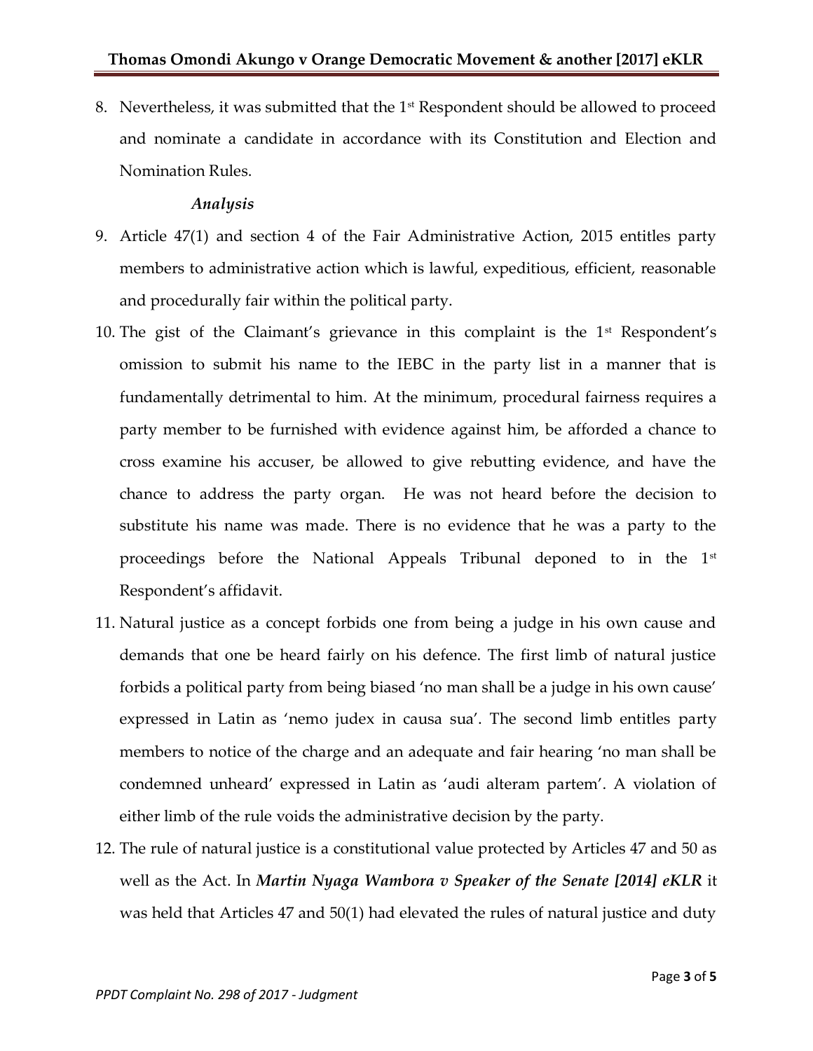8. Nevertheless, it was submitted that the 1st Respondent should be allowed to proceed and nominate a candidate in accordance with its Constitution and Election and Nomination Rules.

*Analysis*

9. Article 47(1) and section 4 of the Fair Administrative Action, 2015 entitles party members to administrative action which is lawful, expeditious, efficient, reasonable and procedurally fair within the political party.

10. The gist of the Claimant's grievance in this complaint is the 1st Respondent's omission to submit his name to the IEBC in the party list in a manner that is fundamentally detrimental to him. At the minimum, procedural fairness requires a party member to be furnished with evidence against him, be afforded a chance to cross examine his accuser, be allowed to give rebutting evidence, and have the chance to address the party organ. He was not heard before the decision to substitute his name was made. There is no evidence that he was a party to the proceedings before the National Appeals Tribunal deponed to in the 1st Respondent's affidavit.

11. Natural justice as a concept forbids one from being a judge in his own cause and demands that one be heard fairly on his defence. The first limb of natural justice forbids a political party from being biased 'no man shall be a judge in his own cause' expressed in Latin as 'nemo judex in causa sua'. The second limb entitles party members to notice of the charge and an adequate and fair hearing 'no man shall be condemned unheard' expressed in Latin as 'audi alteram partem'. A violation of either limb of the rule voids the administrative decision by the party.

12. The rule of natural justice is a constitutional value protected by Articles 47 and 50 as well as the Act. In ***Martin Nyaga Wambora v Speaker of the Senate [2014] eKLR*** it was held that Articles 47 and 50(1) had elevated the rules of natural justice and duty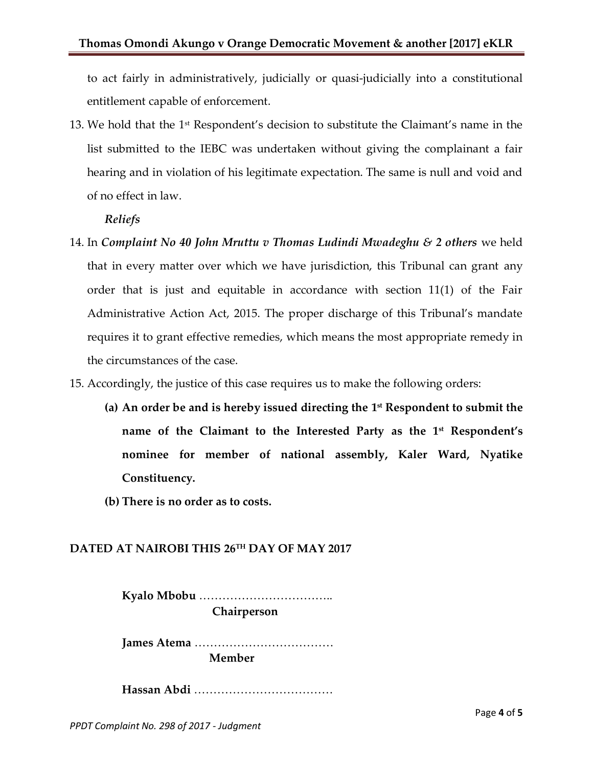to act fairly in administratively, judicially or quasi-judicially into a constitutional entitlement capable of enforcement.

13. We hold that the 1st Respondent's decision to substitute the Claimant's name in the list submitted to the IEBC was undertaken without giving the complainant a fair hearing and in violation of his legitimate expectation. The same is null and void and of no effect in law.

*Reliefs*

14. In ***Complaint No 40 John Mruttu v Thomas Ludindi Mwadeghu & 2 others*** we held that in every matter over which we have jurisdiction, this Tribunal can grant any order that is just and equitable in accordance with section 11(1) of the Fair Administrative Action Act, 2015. The proper discharge of this Tribunal's mandate requires it to grant effective remedies, which means the most appropriate remedy in the circumstances of the case.

15. Accordingly, the justice of this case requires us to make the following orders:

    **(a) An order be and is hereby issued directing the 1st Respondent to submit the name of the Claimant to the Interested Party as the 1st Respondent's nominee for member of national assembly, Kaler Ward, Nyatike Constituency.**

    **(b) There is no order as to costs.**

**DATED AT NAIROBI THIS 26TH DAY OF MAY 2017**

**Kyalo Mbobu** ……………………………..
**Chairperson**

**James Atema** ………………………………
**Member**

**Hassan Abdi** ………………………………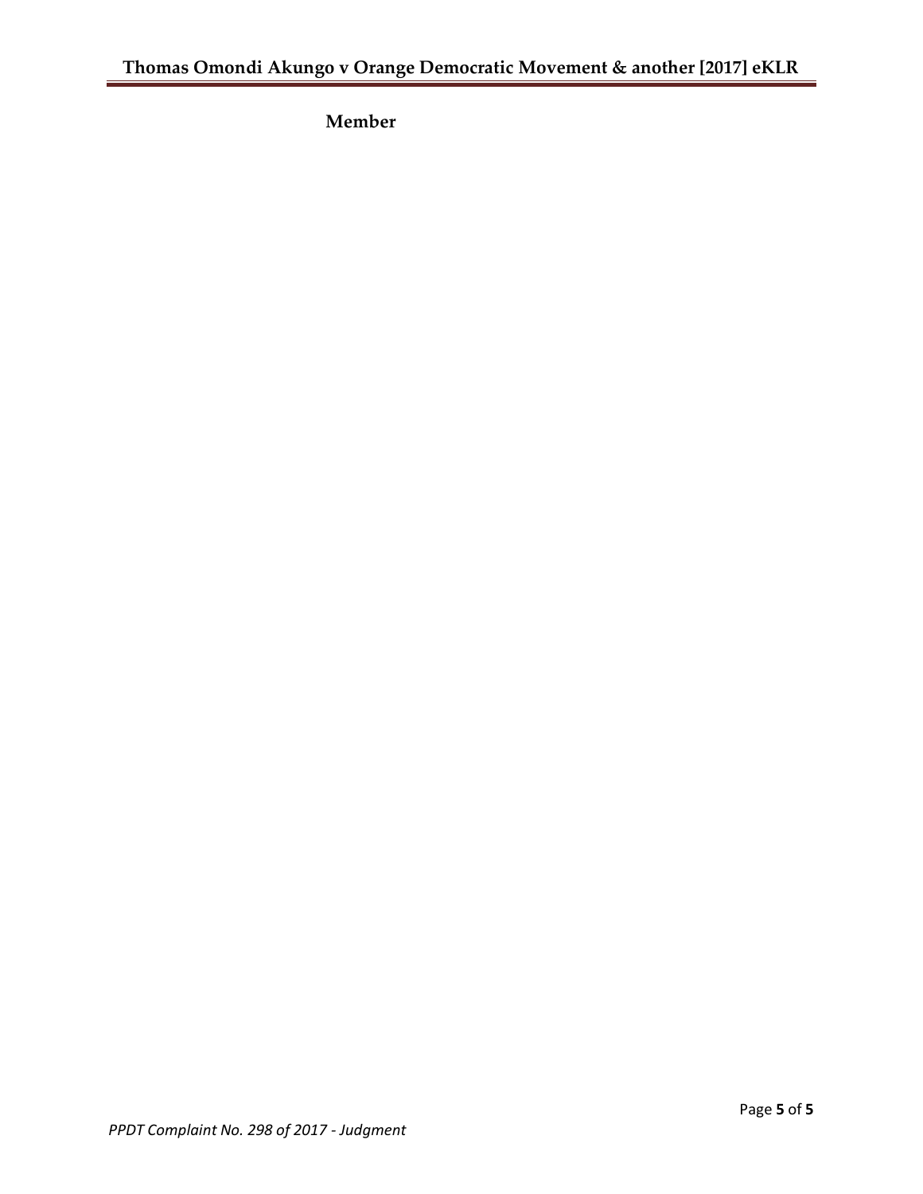**Member**